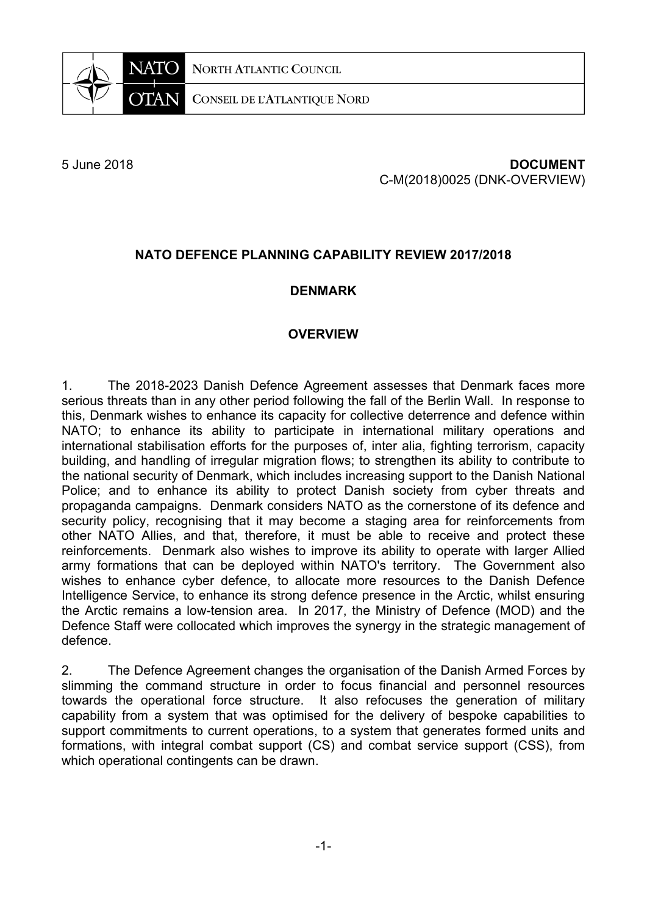NATO NORTH ATLANTIC COUNCIL
OTAN CONSEIL DE L'ATLANTIQUE NORD

5 June 2018

**DOCUMENT**
C-M(2018)0025 (DNK-OVERVIEW)

**NATO DEFENCE PLANNING CAPABILITY REVIEW 2017/2018**

**DENMARK**

**OVERVIEW**

1. The 2018-2023 Danish Defence Agreement assesses that Denmark faces more serious threats than in any other period following the fall of the Berlin Wall. In response to this, Denmark wishes to enhance its capacity for collective deterrence and defence within NATO; to enhance its ability to participate in international military operations and international stabilisation efforts for the purposes of, inter alia, fighting terrorism, capacity building, and handling of irregular migration flows; to strengthen its ability to contribute to the national security of Denmark, which includes increasing support to the Danish National Police; and to enhance its ability to protect Danish society from cyber threats and propaganda campaigns. Denmark considers NATO as the cornerstone of its defence and security policy, recognising that it may become a staging area for reinforcements from other NATO Allies, and that, therefore, it must be able to receive and protect these reinforcements. Denmark also wishes to improve its ability to operate with larger Allied army formations that can be deployed within NATO's territory. The Government also wishes to enhance cyber defence, to allocate more resources to the Danish Defence Intelligence Service, to enhance its strong defence presence in the Arctic, whilst ensuring the Arctic remains a low-tension area. In 2017, the Ministry of Defence (MOD) and the Defence Staff were collocated which improves the synergy in the strategic management of defence.

2. The Defence Agreement changes the organisation of the Danish Armed Forces by slimming the command structure in order to focus financial and personnel resources towards the operational force structure. It also refocuses the generation of military capability from a system that was optimised for the delivery of bespoke capabilities to support commitments to current operations, to a system that generates formed units and formations, with integral combat support (CS) and combat service support (CSS), from which operational contingents can be drawn.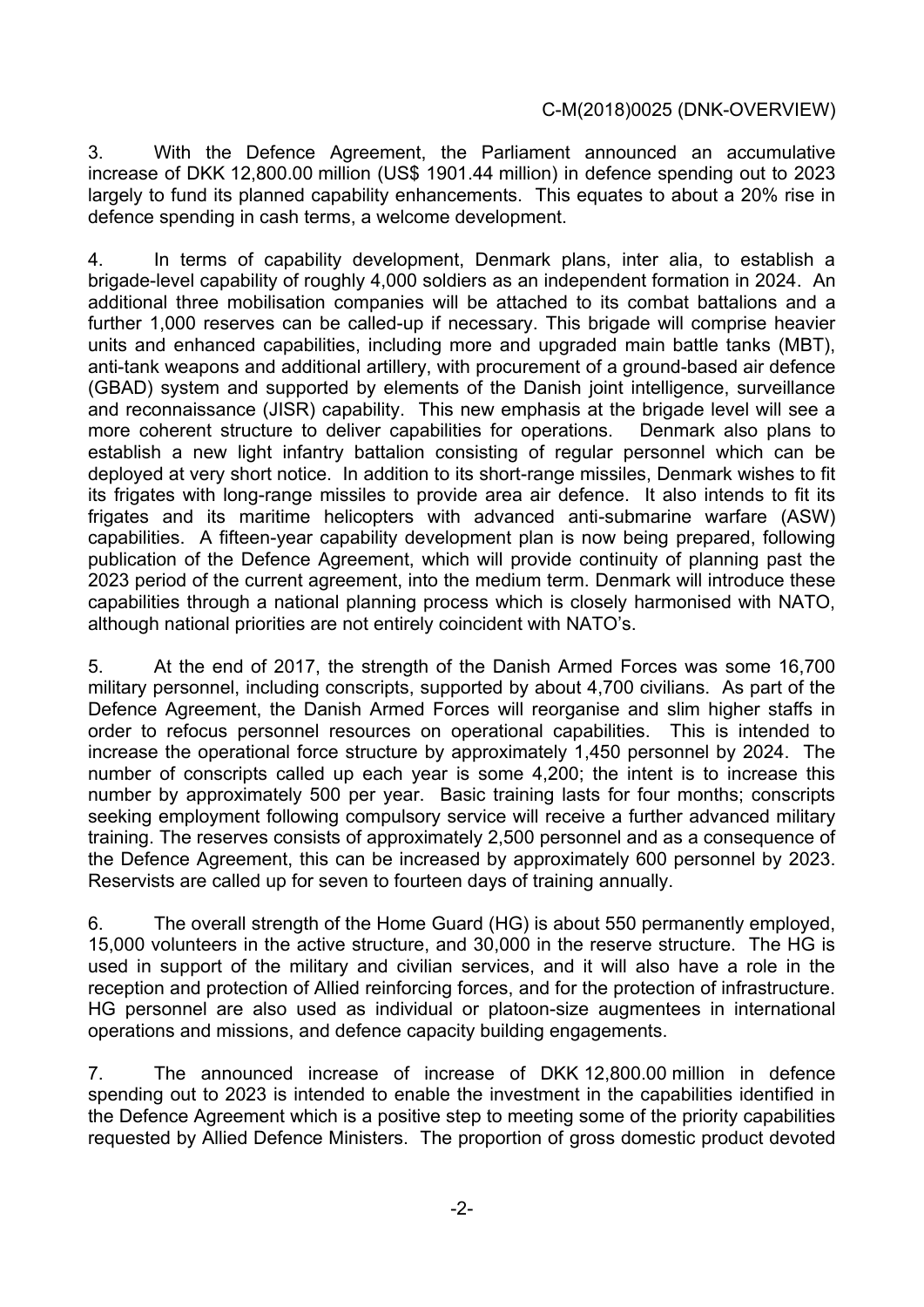3. With the Defence Agreement, the Parliament announced an accumulative increase of DKK 12,800.00 million (US$ 1901.44 million) in defence spending out to 2023 largely to fund its planned capability enhancements. This equates to about a 20% rise in defence spending in cash terms, a welcome development.

4. In terms of capability development, Denmark plans, inter alia, to establish a brigade-level capability of roughly 4,000 soldiers as an independent formation in 2024. An additional three mobilisation companies will be attached to its combat battalions and a further 1,000 reserves can be called-up if necessary. This brigade will comprise heavier units and enhanced capabilities, including more and upgraded main battle tanks (MBT), anti-tank weapons and additional artillery, with procurement of a ground-based air defence (GBAD) system and supported by elements of the Danish joint intelligence, surveillance and reconnaissance (JISR) capability. This new emphasis at the brigade level will see a more coherent structure to deliver capabilities for operations. Denmark also plans to establish a new light infantry battalion consisting of regular personnel which can be deployed at very short notice. In addition to its short-range missiles, Denmark wishes to fit its frigates with long-range missiles to provide area air defence. It also intends to fit its frigates and its maritime helicopters with advanced anti-submarine warfare (ASW) capabilities. A fifteen-year capability development plan is now being prepared, following publication of the Defence Agreement, which will provide continuity of planning past the 2023 period of the current agreement, into the medium term. Denmark will introduce these capabilities through a national planning process which is closely harmonised with NATO, although national priorities are not entirely coincident with NATO's.

5. At the end of 2017, the strength of the Danish Armed Forces was some 16,700 military personnel, including conscripts, supported by about 4,700 civilians. As part of the Defence Agreement, the Danish Armed Forces will reorganise and slim higher staffs in order to refocus personnel resources on operational capabilities. This is intended to increase the operational force structure by approximately 1,450 personnel by 2024. The number of conscripts called up each year is some 4,200; the intent is to increase this number by approximately 500 per year. Basic training lasts for four months; conscripts seeking employment following compulsory service will receive a further advanced military training. The reserves consists of approximately 2,500 personnel and as a consequence of the Defence Agreement, this can be increased by approximately 600 personnel by 2023. Reservists are called up for seven to fourteen days of training annually.

6. The overall strength of the Home Guard (HG) is about 550 permanently employed, 15,000 volunteers in the active structure, and 30,000 in the reserve structure. The HG is used in support of the military and civilian services, and it will also have a role in the reception and protection of Allied reinforcing forces, and for the protection of infrastructure. HG personnel are also used as individual or platoon-size augmentees in international operations and missions, and defence capacity building engagements.

7. The announced increase of increase of DKK 12,800.00 million in defence spending out to 2023 is intended to enable the investment in the capabilities identified in the Defence Agreement which is a positive step to meeting some of the priority capabilities requested by Allied Defence Ministers. The proportion of gross domestic product devoted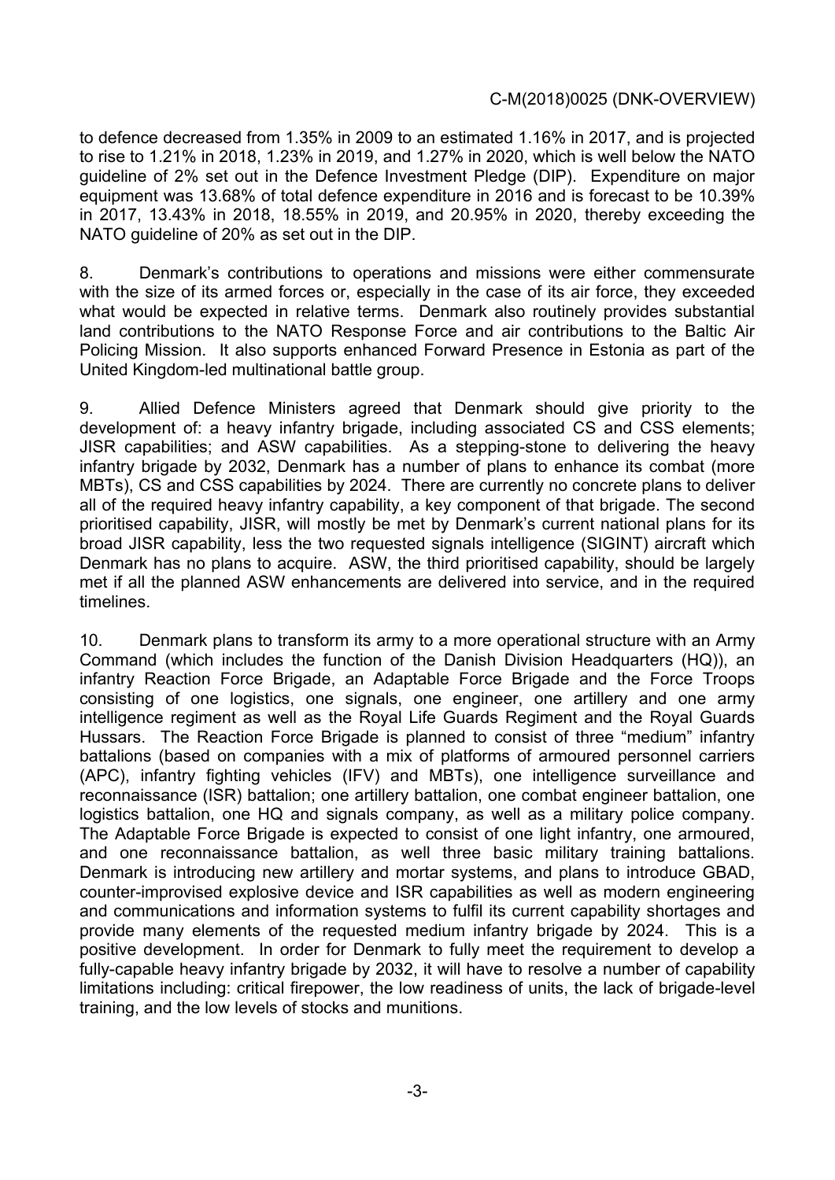to defence decreased from 1.35% in 2009 to an estimated 1.16% in 2017, and is projected to rise to 1.21% in 2018, 1.23% in 2019, and 1.27% in 2020, which is well below the NATO guideline of 2% set out in the Defence Investment Pledge (DIP). Expenditure on major equipment was 13.68% of total defence expenditure in 2016 and is forecast to be 10.39% in 2017, 13.43% in 2018, 18.55% in 2019, and 20.95% in 2020, thereby exceeding the NATO guideline of 20% as set out in the DIP.

8. Denmark's contributions to operations and missions were either commensurate with the size of its armed forces or, especially in the case of its air force, they exceeded what would be expected in relative terms. Denmark also routinely provides substantial land contributions to the NATO Response Force and air contributions to the Baltic Air Policing Mission. It also supports enhanced Forward Presence in Estonia as part of the United Kingdom-led multinational battle group.

9. Allied Defence Ministers agreed that Denmark should give priority to the development of: a heavy infantry brigade, including associated CS and CSS elements; JISR capabilities; and ASW capabilities. As a stepping-stone to delivering the heavy infantry brigade by 2032, Denmark has a number of plans to enhance its combat (more MBTs), CS and CSS capabilities by 2024. There are currently no concrete plans to deliver all of the required heavy infantry capability, a key component of that brigade. The second prioritised capability, JISR, will mostly be met by Denmark's current national plans for its broad JISR capability, less the two requested signals intelligence (SIGINT) aircraft which Denmark has no plans to acquire. ASW, the third prioritised capability, should be largely met if all the planned ASW enhancements are delivered into service, and in the required timelines.

10. Denmark plans to transform its army to a more operational structure with an Army Command (which includes the function of the Danish Division Headquarters (HQ)), an infantry Reaction Force Brigade, an Adaptable Force Brigade and the Force Troops consisting of one logistics, one signals, one engineer, one artillery and one army intelligence regiment as well as the Royal Life Guards Regiment and the Royal Guards Hussars. The Reaction Force Brigade is planned to consist of three "medium" infantry battalions (based on companies with a mix of platforms of armoured personnel carriers (APC), infantry fighting vehicles (IFV) and MBTs), one intelligence surveillance and reconnaissance (ISR) battalion; one artillery battalion, one combat engineer battalion, one logistics battalion, one HQ and signals company, as well as a military police company. The Adaptable Force Brigade is expected to consist of one light infantry, one armoured, and one reconnaissance battalion, as well three basic military training battalions. Denmark is introducing new artillery and mortar systems, and plans to introduce GBAD, counter-improvised explosive device and ISR capabilities as well as modern engineering and communications and information systems to fulfil its current capability shortages and provide many elements of the requested medium infantry brigade by 2024. This is a positive development. In order for Denmark to fully meet the requirement to develop a fully-capable heavy infantry brigade by 2032, it will have to resolve a number of capability limitations including: critical firepower, the low readiness of units, the lack of brigade-level training, and the low levels of stocks and munitions.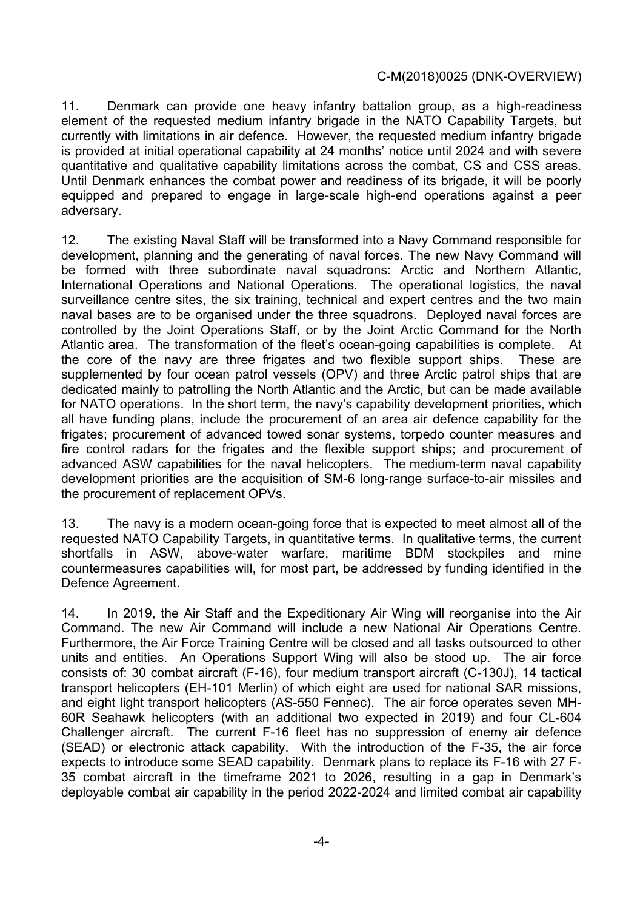11. Denmark can provide one heavy infantry battalion group, as a high-readiness element of the requested medium infantry brigade in the NATO Capability Targets, but currently with limitations in air defence. However, the requested medium infantry brigade is provided at initial operational capability at 24 months' notice until 2024 and with severe quantitative and qualitative capability limitations across the combat, CS and CSS areas. Until Denmark enhances the combat power and readiness of its brigade, it will be poorly equipped and prepared to engage in large-scale high-end operations against a peer adversary.

12. The existing Naval Staff will be transformed into a Navy Command responsible for development, planning and the generating of naval forces. The new Navy Command will be formed with three subordinate naval squadrons: Arctic and Northern Atlantic, International Operations and National Operations. The operational logistics, the naval surveillance centre sites, the six training, technical and expert centres and the two main naval bases are to be organised under the three squadrons. Deployed naval forces are controlled by the Joint Operations Staff, or by the Joint Arctic Command for the North Atlantic area. The transformation of the fleet's ocean-going capabilities is complete. At the core of the navy are three frigates and two flexible support ships. These are supplemented by four ocean patrol vessels (OPV) and three Arctic patrol ships that are dedicated mainly to patrolling the North Atlantic and the Arctic, but can be made available for NATO operations. In the short term, the navy's capability development priorities, which all have funding plans, include the procurement of an area air defence capability for the frigates; procurement of advanced towed sonar systems, torpedo counter measures and fire control radars for the frigates and the flexible support ships; and procurement of advanced ASW capabilities for the naval helicopters. The medium-term naval capability development priorities are the acquisition of SM-6 long-range surface-to-air missiles and the procurement of replacement OPVs.

13. The navy is a modern ocean-going force that is expected to meet almost all of the requested NATO Capability Targets, in quantitative terms. In qualitative terms, the current shortfalls in ASW, above-water warfare, maritime BDM stockpiles and mine countermeasures capabilities will, for most part, be addressed by funding identified in the Defence Agreement.

14. In 2019, the Air Staff and the Expeditionary Air Wing will reorganise into the Air Command. The new Air Command will include a new National Air Operations Centre. Furthermore, the Air Force Training Centre will be closed and all tasks outsourced to other units and entities. An Operations Support Wing will also be stood up. The air force consists of: 30 combat aircraft (F-16), four medium transport aircraft (C-130J), 14 tactical transport helicopters (EH-101 Merlin) of which eight are used for national SAR missions, and eight light transport helicopters (AS-550 Fennec). The air force operates seven MH-60R Seahawk helicopters (with an additional two expected in 2019) and four CL-604 Challenger aircraft. The current F-16 fleet has no suppression of enemy air defence (SEAD) or electronic attack capability. With the introduction of the F-35, the air force expects to introduce some SEAD capability. Denmark plans to replace its F-16 with 27 F-35 combat aircraft in the timeframe 2021 to 2026, resulting in a gap in Denmark's deployable combat air capability in the period 2022-2024 and limited combat air capability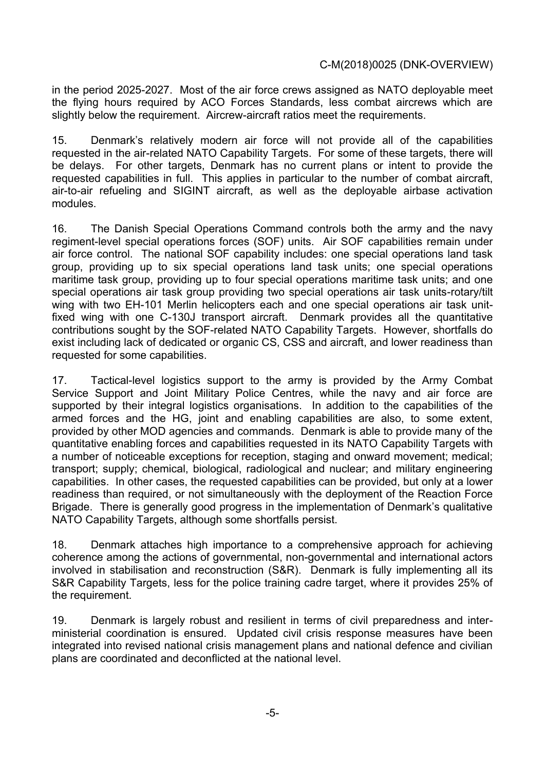in the period 2025-2027. Most of the air force crews assigned as NATO deployable meet the flying hours required by ACO Forces Standards, less combat aircrews which are slightly below the requirement. Aircrew-aircraft ratios meet the requirements.

15. Denmark's relatively modern air force will not provide all of the capabilities requested in the air-related NATO Capability Targets. For some of these targets, there will be delays. For other targets, Denmark has no current plans or intent to provide the requested capabilities in full. This applies in particular to the number of combat aircraft, air-to-air refueling and SIGINT aircraft, as well as the deployable airbase activation modules.

16. The Danish Special Operations Command controls both the army and the navy regiment-level special operations forces (SOF) units. Air SOF capabilities remain under air force control. The national SOF capability includes: one special operations land task group, providing up to six special operations land task units; one special operations maritime task group, providing up to four special operations maritime task units; and one special operations air task group providing two special operations air task units-rotary/tilt wing with two EH-101 Merlin helicopters each and one special operations air task unit-fixed wing with one C-130J transport aircraft. Denmark provides all the quantitative contributions sought by the SOF-related NATO Capability Targets. However, shortfalls do exist including lack of dedicated or organic CS, CSS and aircraft, and lower readiness than requested for some capabilities.

17. Tactical-level logistics support to the army is provided by the Army Combat Service Support and Joint Military Police Centres, while the navy and air force are supported by their integral logistics organisations. In addition to the capabilities of the armed forces and the HG, joint and enabling capabilities are also, to some extent, provided by other MOD agencies and commands. Denmark is able to provide many of the quantitative enabling forces and capabilities requested in its NATO Capability Targets with a number of noticeable exceptions for reception, staging and onward movement; medical; transport; supply; chemical, biological, radiological and nuclear; and military engineering capabilities. In other cases, the requested capabilities can be provided, but only at a lower readiness than required, or not simultaneously with the deployment of the Reaction Force Brigade. There is generally good progress in the implementation of Denmark's qualitative NATO Capability Targets, although some shortfalls persist.

18. Denmark attaches high importance to a comprehensive approach for achieving coherence among the actions of governmental, non-governmental and international actors involved in stabilisation and reconstruction (S&R). Denmark is fully implementing all its S&R Capability Targets, less for the police training cadre target, where it provides 25% of the requirement.

19. Denmark is largely robust and resilient in terms of civil preparedness and inter-ministerial coordination is ensured. Updated civil crisis response measures have been integrated into revised national crisis management plans and national defence and civilian plans are coordinated and deconflicted at the national level.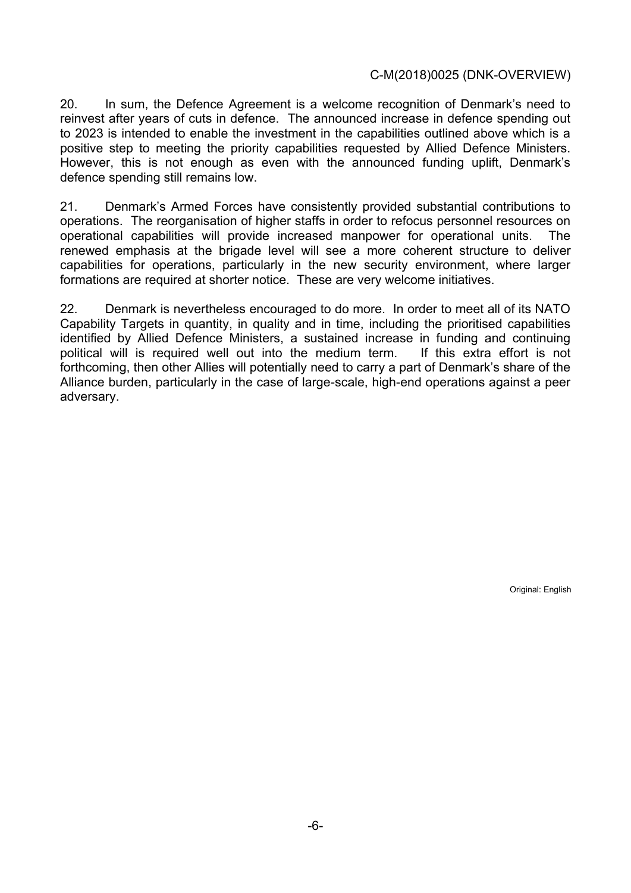20. In sum, the Defence Agreement is a welcome recognition of Denmark's need to reinvest after years of cuts in defence. The announced increase in defence spending out to 2023 is intended to enable the investment in the capabilities outlined above which is a positive step to meeting the priority capabilities requested by Allied Defence Ministers. However, this is not enough as even with the announced funding uplift, Denmark's defence spending still remains low.

21. Denmark's Armed Forces have consistently provided substantial contributions to operations. The reorganisation of higher staffs in order to refocus personnel resources on operational capabilities will provide increased manpower for operational units. The renewed emphasis at the brigade level will see a more coherent structure to deliver capabilities for operations, particularly in the new security environment, where larger formations are required at shorter notice. These are very welcome initiatives.

22. Denmark is nevertheless encouraged to do more. In order to meet all of its NATO Capability Targets in quantity, in quality and in time, including the prioritised capabilities identified by Allied Defence Ministers, a sustained increase in funding and continuing political will is required well out into the medium term. If this extra effort is not forthcoming, then other Allies will potentially need to carry a part of Denmark's share of the Alliance burden, particularly in the case of large-scale, high-end operations against a peer adversary.

Original: English